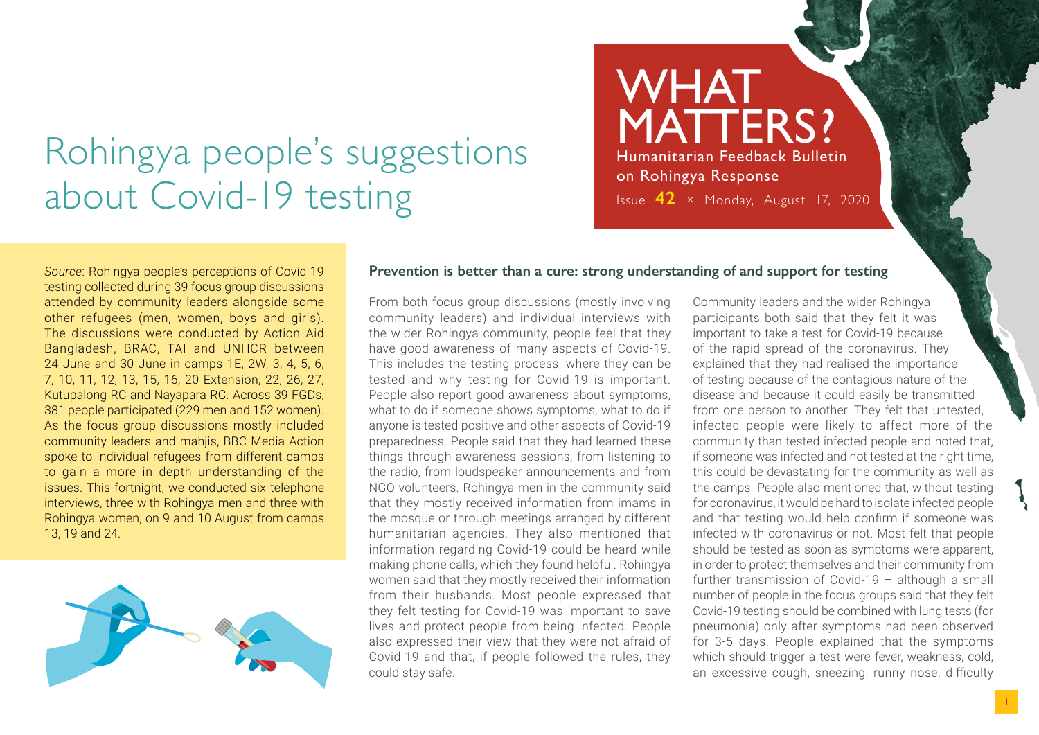# Rohingya people's suggestions about Covid-19 testing

**WHAT MATTERS?**
Humanitarian Feedback Bulletin on Rohingya Response
Issue **42** × Monday, August 17, 2020

*Source*: Rohingya people's perceptions of Covid-19 testing collected during 39 focus group discussions attended by community leaders alongside some other refugees (men, women, boys and girls). The discussions were conducted by Action Aid Bangladesh, BRAC, TAI and UNHCR between 24 June and 30 June in camps 1E, 2W, 3, 4, 5, 6, 7, 10, 11, 12, 13, 15, 16, 20 Extension, 22, 26, 27, Kutupalong RC and Nayapara RC. Across 39 FGDs, 381 people participated (229 men and 152 women). As the focus group discussions mostly included community leaders and mahjis, BBC Media Action spoke to individual refugees from different camps to gain a more in depth understanding of the issues. This fortnight, we conducted six telephone interviews, three with Rohingya men and three with Rohingya women, on 9 and 10 August from camps 13, 19 and 24.

## Prevention is better than a cure: strong understanding of and support for testing

From both focus group discussions (mostly involving community leaders) and individual interviews with the wider Rohingya community, people feel that they have good awareness of many aspects of Covid-19. This includes the testing process, where they can be tested and why testing for Covid-19 is important. People also report good awareness about symptoms, what to do if someone shows symptoms, what to do if anyone is tested positive and other aspects of Covid-19 preparedness. People said that they had learned these things through awareness sessions, from listening to the radio, from loudspeaker announcements and from NGO volunteers. Rohingya men in the community said that they mostly received information from imams in the mosque or through meetings arranged by different humanitarian agencies. They also mentioned that information regarding Covid-19 could be heard while making phone calls, which they found helpful. Rohingya women said that they mostly received their information from their husbands. Most people expressed that they felt testing for Covid-19 was important to save lives and protect people from being infected. People also expressed their view that they were not afraid of Covid-19 and that, if people followed the rules, they could stay safe.

Community leaders and the wider Rohingya participants both said that they felt it was important to take a test for Covid-19 because of the rapid spread of the coronavirus. They explained that they had realised the importance of testing because of the contagious nature of the disease and because it could easily be transmitted from one person to another. They felt that untested, infected people were likely to affect more of the community than tested infected people and noted that, if someone was infected and not tested at the right time, this could be devastating for the community as well as the camps. People also mentioned that, without testing for coronavirus, it would be hard to isolate infected people and that testing would help confirm if someone was infected with coronavirus or not. Most felt that people should be tested as soon as symptoms were apparent, in order to protect themselves and their community from further transmission of Covid-19 – although a small number of people in the focus groups said that they felt Covid-19 testing should be combined with lung tests (for pneumonia) only after symptoms had been observed for 3-5 days. People explained that the symptoms which should trigger a test were fever, weakness, cold, an excessive cough, sneezing, runny nose, difficulty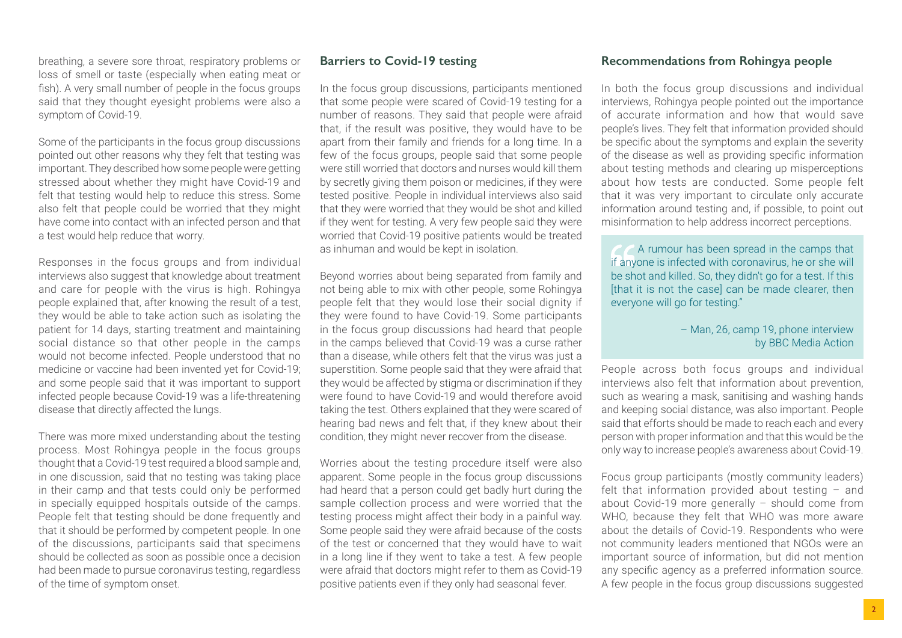breathing, a severe sore throat, respiratory problems or loss of smell or taste (especially when eating meat or fish). A very small number of people in the focus groups said that they thought eyesight problems were also a symptom of Covid-19.

Some of the participants in the focus group discussions pointed out other reasons why they felt that testing was important. They described how some people were getting stressed about whether they might have Covid-19 and felt that testing would help to reduce this stress. Some also felt that people could be worried that they might have come into contact with an infected person and that a test would help reduce that worry.

Responses in the focus groups and from individual interviews also suggest that knowledge about treatment and care for people with the virus is high. Rohingya people explained that, after knowing the result of a test, they would be able to take action such as isolating the patient for 14 days, starting treatment and maintaining social distance so that other people in the camps would not become infected. People understood that no medicine or vaccine had been invented yet for Covid-19; and some people said that it was important to support infected people because Covid-19 was a life-threatening disease that directly affected the lungs.

There was more mixed understanding about the testing process. Most Rohingya people in the focus groups thought that a Covid-19 test required a blood sample and, in one discussion, said that no testing was taking place in their camp and that tests could only be performed in specially equipped hospitals outside of the camps. People felt that testing should be done frequently and that it should be performed by competent people. In one of the discussions, participants said that specimens should be collected as soon as possible once a decision had been made to pursue coronavirus testing, regardless of the time of symptom onset.

## Barriers to Covid-19 testing

In the focus group discussions, participants mentioned that some people were scared of Covid-19 testing for a number of reasons. They said that people were afraid that, if the result was positive, they would have to be apart from their family and friends for a long time. In a few of the focus groups, people said that some people were still worried that doctors and nurses would kill them by secretly giving them poison or medicines, if they were tested positive. People in individual interviews also said that they were worried that they would be shot and killed if they went for testing. A very few people said they were worried that Covid-19 positive patients would be treated as inhuman and would be kept in isolation.

Beyond worries about being separated from family and not being able to mix with other people, some Rohingya people felt that they would lose their social dignity if they were found to have Covid-19. Some participants in the focus group discussions had heard that people in the camps believed that Covid-19 was a curse rather than a disease, while others felt that the virus was just a superstition. Some people said that they were afraid that they would be affected by stigma or discrimination if they were found to have Covid-19 and would therefore avoid taking the test. Others explained that they were scared of hearing bad news and felt that, if they knew about their condition, they might never recover from the disease.

Worries about the testing procedure itself were also apparent. Some people in the focus group discussions had heard that a person could get badly hurt during the sample collection process and were worried that the testing process might affect their body in a painful way. Some people said they were afraid because of the costs of the test or concerned that they would have to wait in a long line if they went to take a test. A few people were afraid that doctors might refer to them as Covid-19 positive patients even if they only had seasonal fever.

## Recommendations from Rohingya people

In both the focus group discussions and individual interviews, Rohingya people pointed out the importance of accurate information and how that would save people's lives. They felt that information provided should be specific about the symptoms and explain the severity of the disease as well as providing specific information about testing methods and clearing up misperceptions about how tests are conducted. Some people felt that it was very important to circulate only accurate information around testing and, if possible, to point out misinformation to help address incorrect perceptions.

> "A rumour has been spread in the camps that if anyone is infected with coronavirus, he or she will be shot and killed. So, they didn't go for a test. If this [that it is not the case] can be made clearer, then everyone will go for testing."
>
> – Man, 26, camp 19, phone interview by BBC Media Action

People across both focus groups and individual interviews also felt that information about prevention, such as wearing a mask, sanitising and washing hands and keeping social distance, was also important. People said that efforts should be made to reach each and every person with proper information and that this would be the only way to increase people's awareness about Covid-19.

Focus group participants (mostly community leaders) felt that information provided about testing – and about Covid-19 more generally – should come from WHO, because they felt that WHO was more aware about the details of Covid-19. Respondents who were not community leaders mentioned that NGOs were an important source of information, but did not mention any specific agency as a preferred information source. A few people in the focus group discussions suggested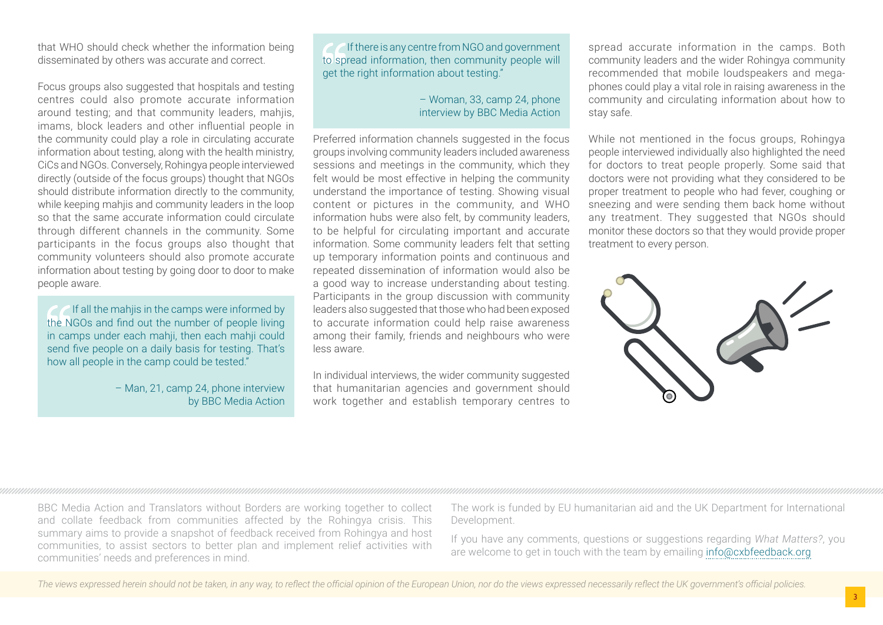that WHO should check whether the information being disseminated by others was accurate and correct.

Focus groups also suggested that hospitals and testing centres could also promote accurate information around testing; and that community leaders, mahjis, imams, block leaders and other influential people in the community could play a role in circulating accurate information about testing, along with the health ministry, CiCs and NGOs. Conversely, Rohingya people interviewed directly (outside of the focus groups) thought that NGOs should distribute information directly to the community, while keeping mahjis and community leaders in the loop so that the same accurate information could circulate through different channels in the community. Some participants in the focus groups also thought that community volunteers should also promote accurate information about testing by going door to door to make people aware.

> "If all the mahjis in the camps were informed by the NGOs and find out the number of people living in camps under each mahji, then each mahji could send five people on a daily basis for testing. That's how all people in the camp could be tested."
>
> – Man, 21, camp 24, phone interview by BBC Media Action

> "If there is any centre from NGO and government to spread information, then community people will get the right information about testing."
>
> – Woman, 33, camp 24, phone interview by BBC Media Action

Preferred information channels suggested in the focus groups involving community leaders included awareness sessions and meetings in the community, which they felt would be most effective in helping the community understand the importance of testing. Showing visual content or pictures in the community, and WHO information hubs were also felt, by community leaders, to be helpful for circulating important and accurate information. Some community leaders felt that setting up temporary information points and continuous and repeated dissemination of information would also be a good way to increase understanding about testing. Participants in the group discussion with community leaders also suggested that those who had been exposed to accurate information could help raise awareness among their family, friends and neighbours who were less aware.

In individual interviews, the wider community suggested that humanitarian agencies and government should work together and establish temporary centres to spread accurate information in the camps. Both community leaders and the wider Rohingya community recommended that mobile loudspeakers and megaphones could play a vital role in raising awareness in the community and circulating information about how to stay safe.

While not mentioned in the focus groups, Rohingya people interviewed individually also highlighted the need for doctors to treat people properly. Some said that doctors were not providing what they considered to be proper treatment to people who had fever, coughing or sneezing and were sending them back home without any treatment. They suggested that NGOs should monitor these doctors so that they would provide proper treatment to every person.

---

BBC Media Action and Translators without Borders are working together to collect and collate feedback from communities affected by the Rohingya crisis. This summary aims to provide a snapshot of feedback received from Rohingya and host communities, to assist sectors to better plan and implement relief activities with communities' needs and preferences in mind.

The work is funded by EU humanitarian aid and the UK Department for International Development.

If you have any comments, questions or suggestions regarding *What Matters?*, you are welcome to get in touch with the team by emailing info@cxbfeedback.org

*The views expressed herein should not be taken, in any way, to reflect the official opinion of the European Union, nor do the views expressed necessarily reflect the UK government's official policies.*